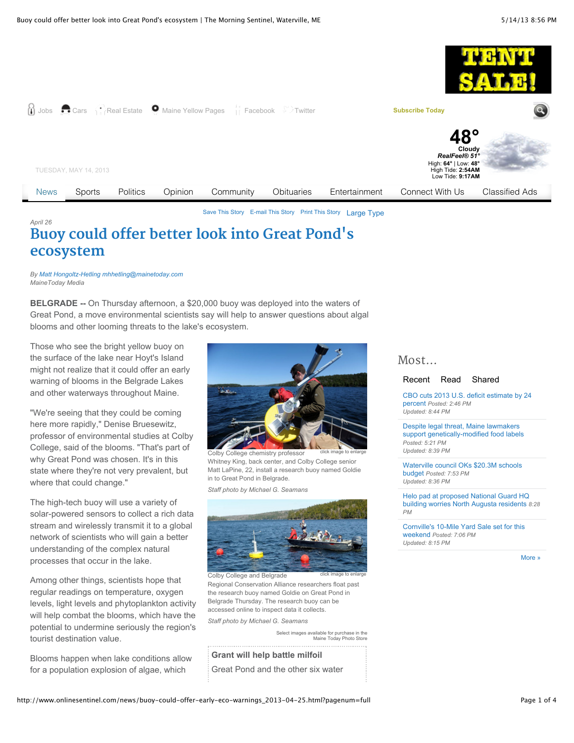April 26

# Buoy could offer better look into Great Pond's ecosystem

*By Matt Hongoltz-Hetling mhhetling@mainetoday.com*
*MaineToday Media*

**BELGRADE --** On Thursday afternoon, a $20,000 buoy was deployed into the waters of Great Pond, a move environmental scientists say will help to answer questions about algal blooms and other looming threats to the lake's ecosystem.

Those who see the bright yellow buoy on the surface of the lake near Hoyt's Island might not realize that it could offer an early warning of blooms in the Belgrade Lakes and other waterways throughout Maine.

"We're seeing that they could be coming here more rapidly," Denise Bruesewitz, professor of environmental studies at Colby College, said of the blooms. "That's part of why Great Pond was chosen. It's in this state where they're not very prevalent, but where that could change."

The high-tech buoy will use a variety of solar-powered sensors to collect a rich data stream and wirelessly transmit it to a global network of scientists who will gain a better understanding of the complex natural processes that occur in the lake.

Among other things, scientists hope that regular readings on temperature, oxygen levels, light levels and phytoplankton activity will help combat the blooms, which have the potential to undermine seriously the region's tourist destination value.

Blooms happen when lake conditions allow for a population explosion of algae, which

Colby College chemistry professor Whitney King, back center, and Colby College senior Matt LaPine, 22, install a research buoy named Goldie in to Great Pond in Belgrade.

*Staff photo by Michael G. Seamans*

Colby College and Belgrade Regional Conservation Alliance researchers float past the research buoy named Goldie on Great Pond in Belgrade Thursday. The research buoy can be accessed online to inspect data it collects.

*Staff photo by Michael G. Seamans*

**Grant will help battle milfoil**

Great Pond and the other six water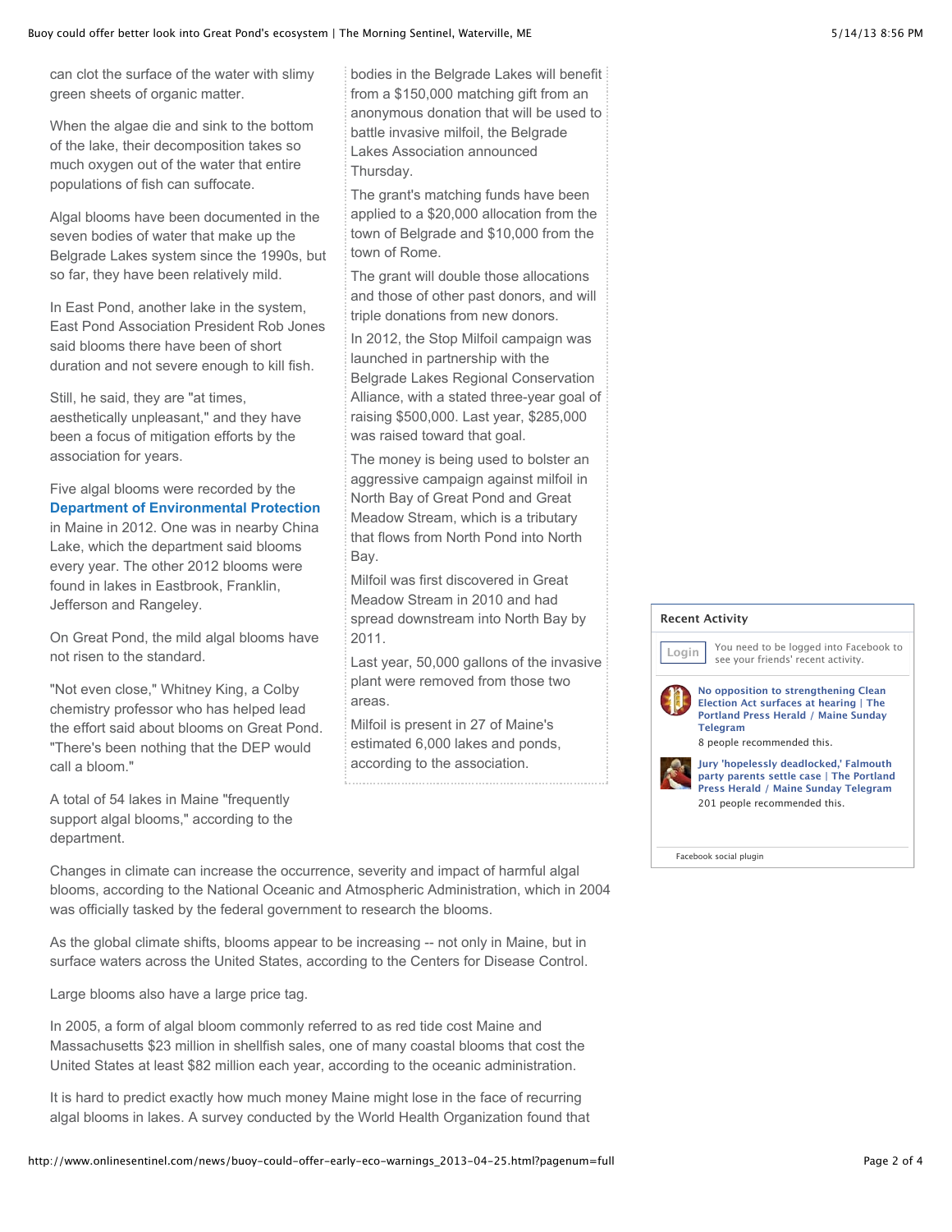can clot the surface of the water with slimy green sheets of organic matter.

When the algae die and sink to the bottom of the lake, their decomposition takes so much oxygen out of the water that entire populations of fish can suffocate.

Algal blooms have been documented in the seven bodies of water that make up the Belgrade Lakes system since the 1990s, but so far, they have been relatively mild.

In East Pond, another lake in the system, East Pond Association President Rob Jones said blooms there have been of short duration and not severe enough to kill fish.

Still, he said, they are "at times, aesthetically unpleasant," and they have been a focus of mitigation efforts by the association for years.

Five algal blooms were recorded by the **Department of Environmental Protection** in Maine in 2012. One was in nearby China Lake, which the department said blooms every year. The other 2012 blooms were found in lakes in Eastbrook, Franklin, Jefferson and Rangeley.

On Great Pond, the mild algal blooms have not risen to the standard.

"Not even close," Whitney King, a Colby chemistry professor who has helped lead the effort said about blooms on Great Pond. "There's been nothing that the DEP would call a bloom."

A total of 54 lakes in Maine "frequently support algal blooms," according to the department.

bodies in the Belgrade Lakes will benefit from a $150,000 matching gift from an anonymous donation that will be used to battle invasive milfoil, the Belgrade Lakes Association announced Thursday.

The grant's matching funds have been applied to a $20,000 allocation from the town of Belgrade and $10,000 from the town of Rome.

The grant will double those allocations and those of other past donors, and will triple donations from new donors.

In 2012, the Stop Milfoil campaign was launched in partnership with the Belgrade Lakes Regional Conservation Alliance, with a stated three-year goal of raising $500,000. Last year, $285,000 was raised toward that goal.

The money is being used to bolster an aggressive campaign against milfoil in North Bay of Great Pond and Great Meadow Stream, which is a tributary that flows from North Pond into North Bay.

Milfoil was first discovered in Great Meadow Stream in 2010 and had spread downstream into North Bay by 2011.

Last year, 50,000 gallons of the invasive plant were removed from those two areas.

Milfoil is present in 27 of Maine's estimated 6,000 lakes and ponds, according to the association.

Changes in climate can increase the occurrence, severity and impact of harmful algal blooms, according to the National Oceanic and Atmospheric Administration, which in 2004 was officially tasked by the federal government to research the blooms.

As the global climate shifts, blooms appear to be increasing -- not only in Maine, but in surface waters across the United States, according to the Centers for Disease Control.

Large blooms also have a large price tag.

In 2005, a form of algal bloom commonly referred to as red tide cost Maine and Massachusetts $23 million in shellfish sales, one of many coastal blooms that cost the United States at least $82 million each year, according to the oceanic administration.

It is hard to predict exactly how much money Maine might lose in the face of recurring algal blooms in lakes. A survey conducted by the World Health Organization found that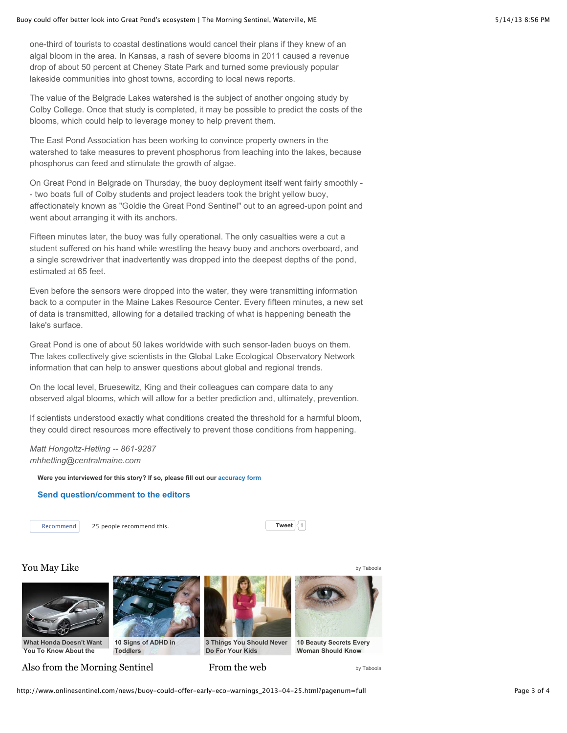one-third of tourists to coastal destinations would cancel their plans if they knew of an algal bloom in the area. In Kansas, a rash of severe blooms in 2011 caused a revenue drop of about 50 percent at Cheney State Park and turned some previously popular lakeside communities into ghost towns, according to local news reports.

The value of the Belgrade Lakes watershed is the subject of another ongoing study by Colby College. Once that study is completed, it may be possible to predict the costs of the blooms, which could help to leverage money to help prevent them.

The East Pond Association has been working to convince property owners in the watershed to take measures to prevent phosphorus from leaching into the lakes, because phosphorus can feed and stimulate the growth of algae.

On Great Pond in Belgrade on Thursday, the buoy deployment itself went fairly smoothly -- two boats full of Colby students and project leaders took the bright yellow buoy, affectionately known as "Goldie the Great Pond Sentinel" out to an agreed-upon point and went about arranging it with its anchors.

Fifteen minutes later, the buoy was fully operational. The only casualties were a cut a student suffered on his hand while wrestling the heavy buoy and anchors overboard, and a single screwdriver that inadvertently was dropped into the deepest depths of the pond, estimated at 65 feet.

Even before the sensors were dropped into the water, they were transmitting information back to a computer in the Maine Lakes Resource Center. Every fifteen minutes, a new set of data is transmitted, allowing for a detailed tracking of what is happening beneath the lake's surface.

Great Pond is one of about 50 lakes worldwide with such sensor-laden buoys on them. The lakes collectively give scientists in the Global Lake Ecological Observatory Network information that can help to answer questions about global and regional trends.

On the local level, Bruesewitz, King and their colleagues can compare data to any observed algal blooms, which will allow for a better prediction and, ultimately, prevention.

If scientists understood exactly what conditions created the threshold for a harmful bloom, they could direct resources more effectively to prevent those conditions from happening.

*Matt Hongoltz-Hetling -- 861-9287*
*mhhetling@centralmaine.com*

**Were you interviewed for this story? If so, please fill out our accuracy form**

**Send question/comment to the editors**

Recommend 25 people recommend this.

Tweet 1

You May Like

by Taboola

What Honda Doesn't Want You To Know About the

10 Signs of ADHD in Toddlers

3 Things You Should Never Do For Your Kids

10 Beauty Secrets Every Woman Should Know

Also from the Morning Sentinel

From the web

by Taboola